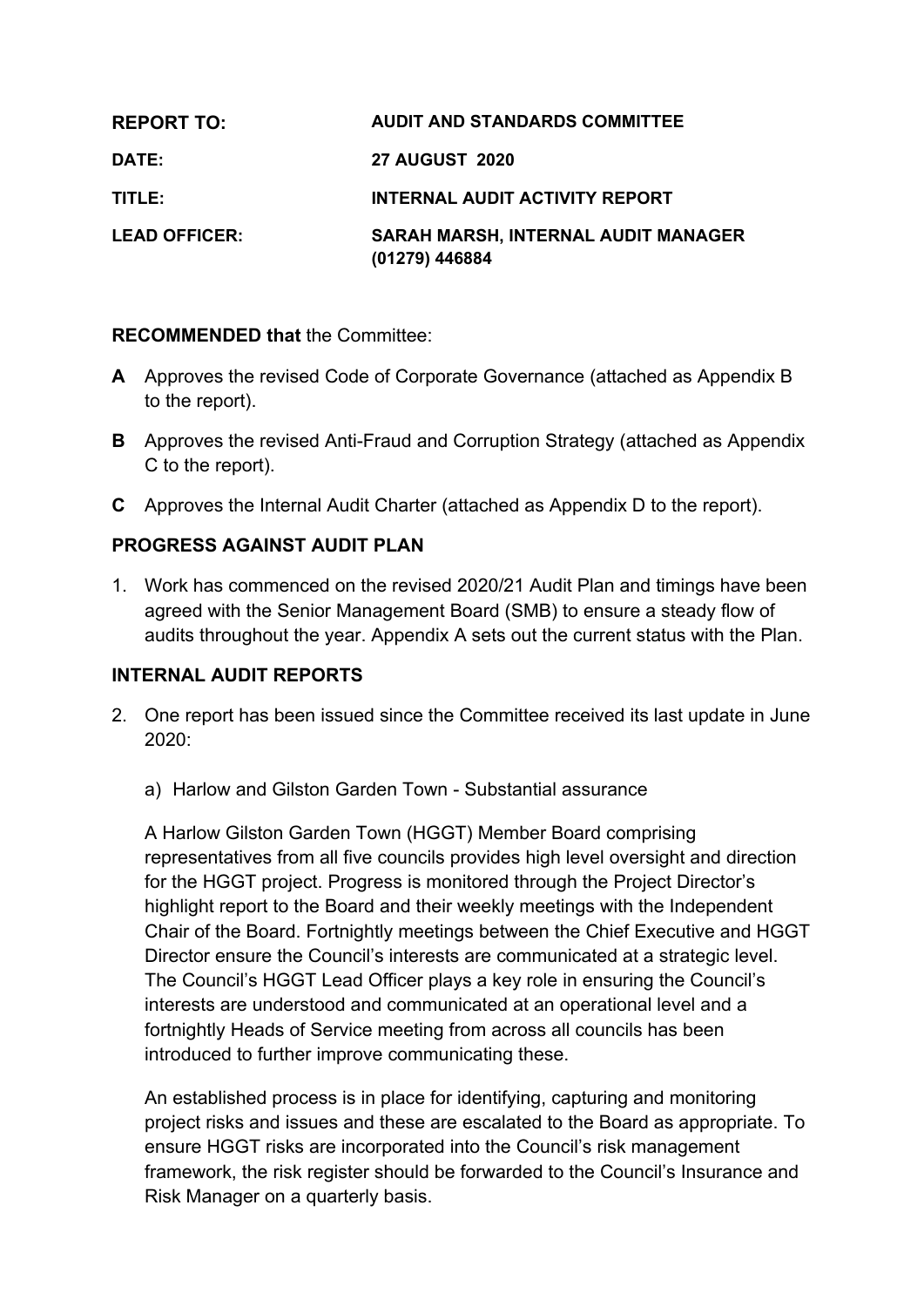| | |
|---|---|
| **REPORT TO:** | **AUDIT AND STANDARDS COMMITTEE** |
| **DATE:** | **27 AUGUST 2020** |
| **TITLE:** | **INTERNAL AUDIT ACTIVITY REPORT** |
| **LEAD OFFICER:** | **SARAH MARSH, INTERNAL AUDIT MANAGER (01279) 446884** |

**RECOMMENDED that** the Committee:

**A** Approves the revised Code of Corporate Governance (attached as Appendix B to the report).

**B** Approves the revised Anti-Fraud and Corruption Strategy (attached as Appendix C to the report).

**C** Approves the Internal Audit Charter (attached as Appendix D to the report).

## PROGRESS AGAINST AUDIT PLAN

1. Work has commenced on the revised 2020/21 Audit Plan and timings have been agreed with the Senior Management Board (SMB) to ensure a steady flow of audits throughout the year. Appendix A sets out the current status with the Plan.

## INTERNAL AUDIT REPORTS

2. One report has been issued since the Committee received its last update in June 2020:

   a) Harlow and Gilston Garden Town - Substantial assurance

   A Harlow Gilston Garden Town (HGGT) Member Board comprising representatives from all five councils provides high level oversight and direction for the HGGT project. Progress is monitored through the Project Director's highlight report to the Board and their weekly meetings with the Independent Chair of the Board. Fortnightly meetings between the Chief Executive and HGGT Director ensure the Council's interests are communicated at a strategic level. The Council's HGGT Lead Officer plays a key role in ensuring the Council's interests are understood and communicated at an operational level and a fortnightly Heads of Service meeting from across all councils has been introduced to further improve communicating these.

   An established process is in place for identifying, capturing and monitoring project risks and issues and these are escalated to the Board as appropriate. To ensure HGGT risks are incorporated into the Council's risk management framework, the risk register should be forwarded to the Council's Insurance and Risk Manager on a quarterly basis.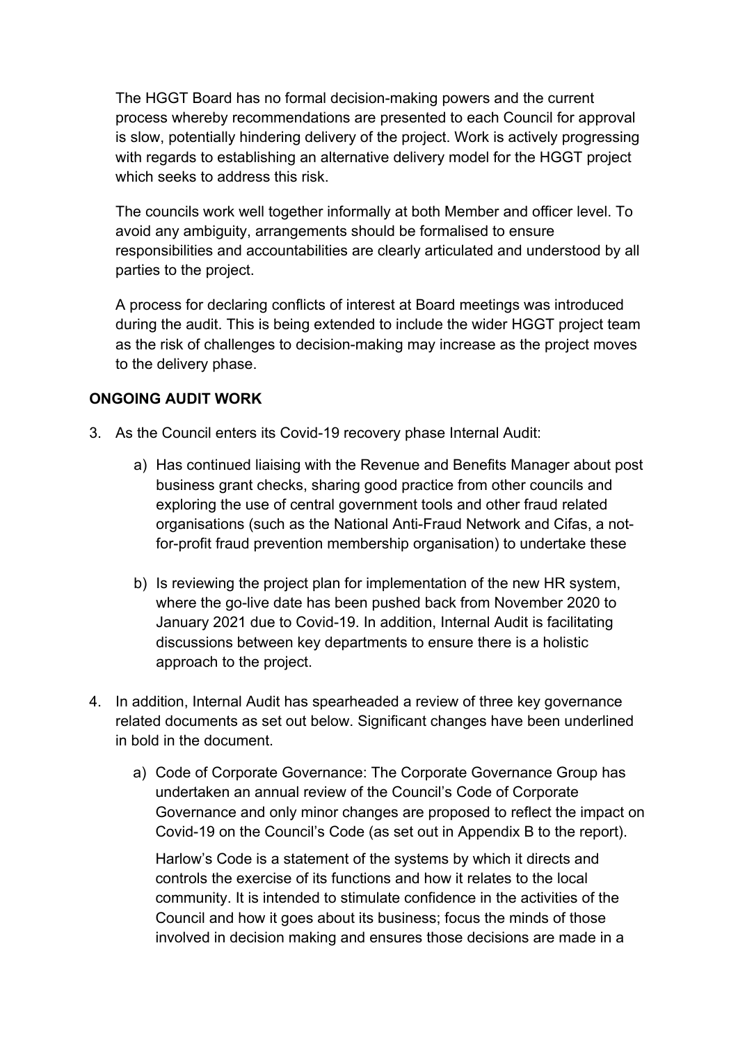The HGGT Board has no formal decision-making powers and the current process whereby recommendations are presented to each Council for approval is slow, potentially hindering delivery of the project. Work is actively progressing with regards to establishing an alternative delivery model for the HGGT project which seeks to address this risk.

The councils work well together informally at both Member and officer level. To avoid any ambiguity, arrangements should be formalised to ensure responsibilities and accountabilities are clearly articulated and understood by all parties to the project.

A process for declaring conflicts of interest at Board meetings was introduced during the audit. This is being extended to include the wider HGGT project team as the risk of challenges to decision-making may increase as the project moves to the delivery phase.

**ONGOING AUDIT WORK**

3. As the Council enters its Covid-19 recovery phase Internal Audit:

   a) Has continued liaising with the Revenue and Benefits Manager about post business grant checks, sharing good practice from other councils and exploring the use of central government tools and other fraud related organisations (such as the National Anti-Fraud Network and Cifas, a not-for-profit fraud prevention membership organisation) to undertake these

   b) Is reviewing the project plan for implementation of the new HR system, where the go-live date has been pushed back from November 2020 to January 2021 due to Covid-19. In addition, Internal Audit is facilitating discussions between key departments to ensure there is a holistic approach to the project.

4. In addition, Internal Audit has spearheaded a review of three key governance related documents as set out below. Significant changes have been underlined in bold in the document.

   a) Code of Corporate Governance: The Corporate Governance Group has undertaken an annual review of the Council's Code of Corporate Governance and only minor changes are proposed to reflect the impact on Covid-19 on the Council's Code (as set out in Appendix B to the report).

      Harlow's Code is a statement of the systems by which it directs and controls the exercise of its functions and how it relates to the local community. It is intended to stimulate confidence in the activities of the Council and how it goes about its business; focus the minds of those involved in decision making and ensures those decisions are made in a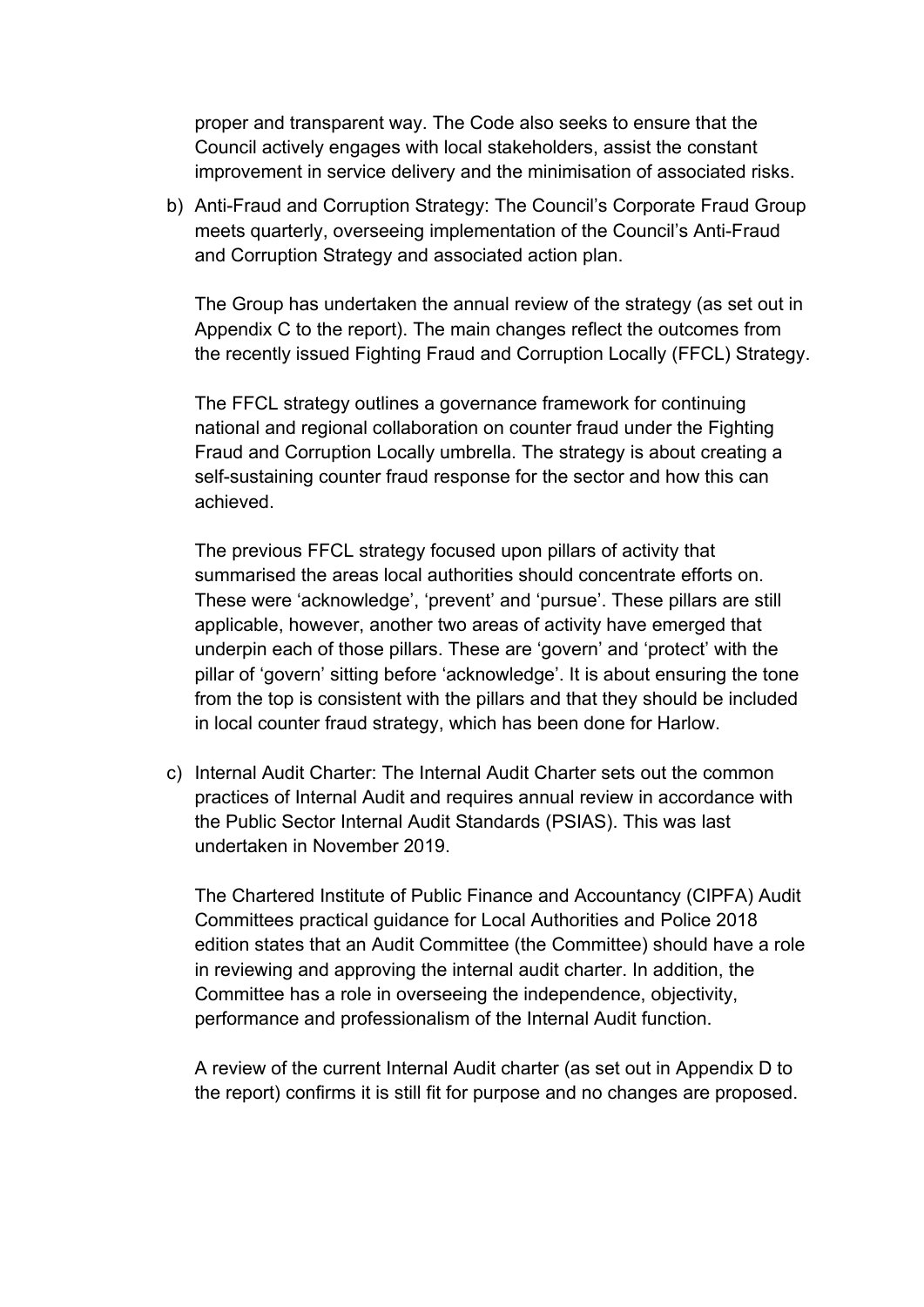proper and transparent way. The Code also seeks to ensure that the Council actively engages with local stakeholders, assist the constant improvement in service delivery and the minimisation of associated risks.

b) Anti-Fraud and Corruption Strategy: The Council's Corporate Fraud Group meets quarterly, overseeing implementation of the Council's Anti-Fraud and Corruption Strategy and associated action plan.

   The Group has undertaken the annual review of the strategy (as set out in Appendix C to the report). The main changes reflect the outcomes from the recently issued Fighting Fraud and Corruption Locally (FFCL) Strategy.

   The FFCL strategy outlines a governance framework for continuing national and regional collaboration on counter fraud under the Fighting Fraud and Corruption Locally umbrella. The strategy is about creating a self-sustaining counter fraud response for the sector and how this can achieved.

   The previous FFCL strategy focused upon pillars of activity that summarised the areas local authorities should concentrate efforts on. These were 'acknowledge', 'prevent' and 'pursue'. These pillars are still applicable, however, another two areas of activity have emerged that underpin each of those pillars. These are 'govern' and 'protect' with the pillar of 'govern' sitting before 'acknowledge'. It is about ensuring the tone from the top is consistent with the pillars and that they should be included in local counter fraud strategy, which has been done for Harlow.

c) Internal Audit Charter: The Internal Audit Charter sets out the common practices of Internal Audit and requires annual review in accordance with the Public Sector Internal Audit Standards (PSIAS). This was last undertaken in November 2019.

   The Chartered Institute of Public Finance and Accountancy (CIPFA) Audit Committees practical guidance for Local Authorities and Police 2018 edition states that an Audit Committee (the Committee) should have a role in reviewing and approving the internal audit charter. In addition, the Committee has a role in overseeing the independence, objectivity, performance and professionalism of the Internal Audit function.

   A review of the current Internal Audit charter (as set out in Appendix D to the report) confirms it is still fit for purpose and no changes are proposed.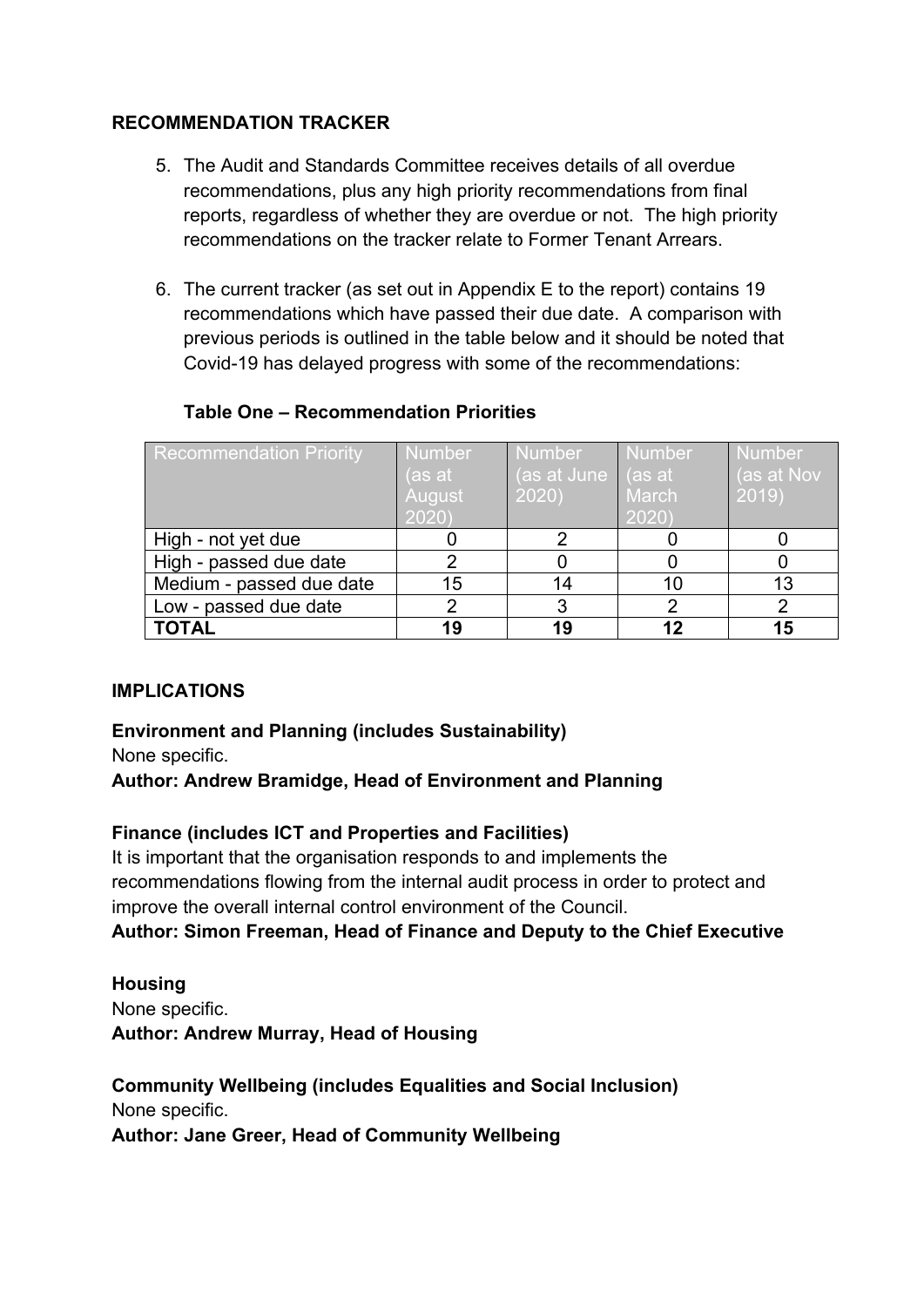## RECOMMENDATION TRACKER

5. The Audit and Standards Committee receives details of all overdue recommendations, plus any high priority recommendations from final reports, regardless of whether they are overdue or not. The high priority recommendations on the tracker relate to Former Tenant Arrears.

6. The current tracker (as set out in Appendix E to the report) contains 19 recommendations which have passed their due date. A comparison with previous periods is outlined in the table below and it should be noted that Covid-19 has delayed progress with some of the recommendations:

**Table One – Recommendation Priorities**

| Recommendation Priority | Number (as at August 2020) | Number (as at June 2020) | Number (as at March 2020) | Number (as at Nov 2019) |
|---|---|---|---|---|
| High - not yet due | 0 | 2 | 0 | 0 |
| High - passed due date | 2 | 0 | 0 | 0 |
| Medium - passed due date | 15 | 14 | 10 | 13 |
| Low - passed due date | 2 | 3 | 2 | 2 |
| **TOTAL** | **19** | **19** | **12** | **15** |

## IMPLICATIONS

**Environment and Planning (includes Sustainability)**
None specific.
**Author: Andrew Bramidge, Head of Environment and Planning**

**Finance (includes ICT and Properties and Facilities)**
It is important that the organisation responds to and implements the recommendations flowing from the internal audit process in order to protect and improve the overall internal control environment of the Council.
**Author: Simon Freeman, Head of Finance and Deputy to the Chief Executive**

**Housing**
None specific.
**Author: Andrew Murray, Head of Housing**

**Community Wellbeing (includes Equalities and Social Inclusion)**
None specific.
**Author: Jane Greer, Head of Community Wellbeing**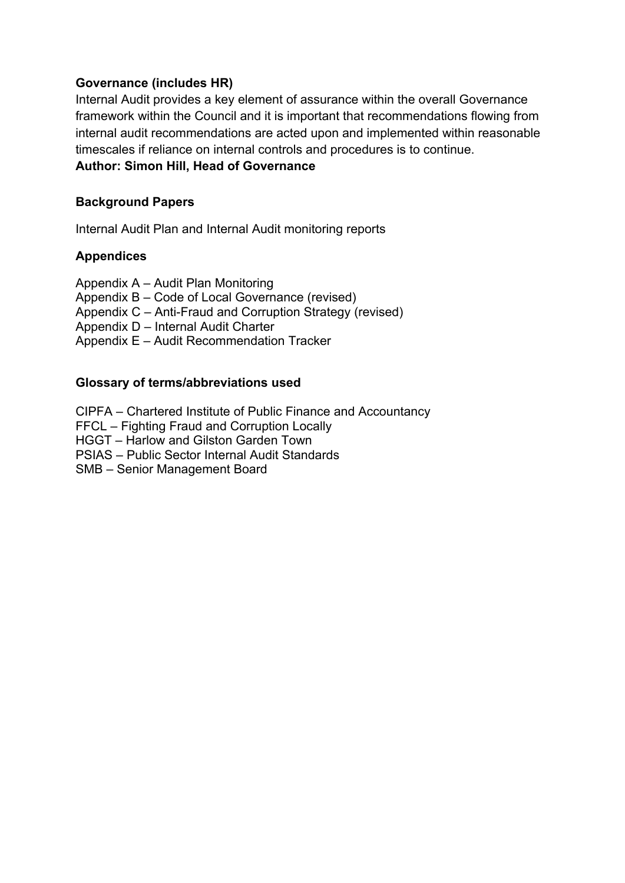**Governance (includes HR)**

Internal Audit provides a key element of assurance within the overall Governance framework within the Council and it is important that recommendations flowing from internal audit recommendations are acted upon and implemented within reasonable timescales if reliance on internal controls and procedures is to continue.

**Author: Simon Hill, Head of Governance**

**Background Papers**

Internal Audit Plan and Internal Audit monitoring reports

**Appendices**

Appendix A – Audit Plan Monitoring
Appendix B – Code of Local Governance (revised)
Appendix C – Anti-Fraud and Corruption Strategy (revised)
Appendix D – Internal Audit Charter
Appendix E – Audit Recommendation Tracker

**Glossary of terms/abbreviations used**

CIPFA – Chartered Institute of Public Finance and Accountancy
FFCL – Fighting Fraud and Corruption Locally
HGGT – Harlow and Gilston Garden Town
PSIAS – Public Sector Internal Audit Standards
SMB – Senior Management Board